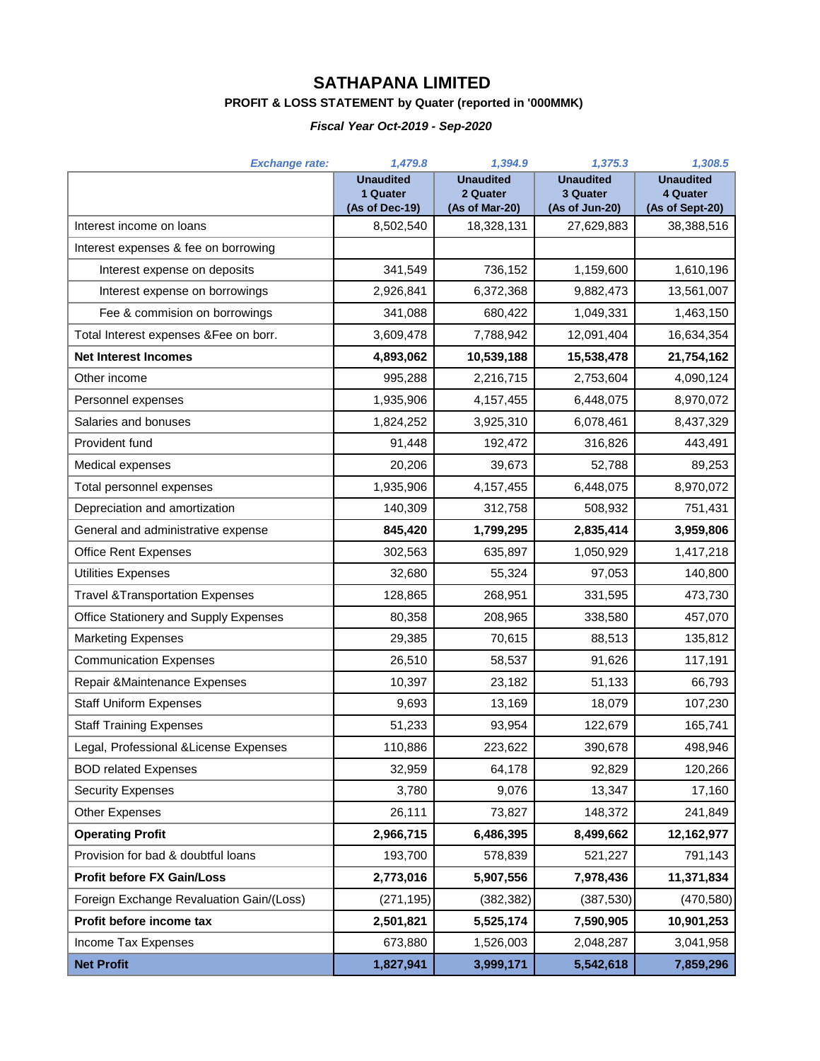# SATHAPANA LIMITED

**PROFIT & LOSS STATEMENT by Quater (reported in '000MMK)**

***Fiscal Year Oct-2019 - Sep-2020***

| *Exchange rate:* | *1,479.8* | *1,394.9* | *1,375.3* | *1,308.5* |
|---|---|---|---|---|
| | **Unaudited 1 Quater (As of Dec-19)** | **Unaudited 2 Quater (As of Mar-20)** | **Unaudited 3 Quater (As of Jun-20)** | **Unaudited 4 Quater (As of Sept-20)** |
| Interest income on loans | 8,502,540 | 18,328,131 | 27,629,883 | 38,388,516 |
| Interest expenses & fee on borrowing | | | | |
| Interest expense on deposits | 341,549 | 736,152 | 1,159,600 | 1,610,196 |
| Interest expense on borrowings | 2,926,841 | 6,372,368 | 9,882,473 | 13,561,007 |
| Fee & commision on borrowings | 341,088 | 680,422 | 1,049,331 | 1,463,150 |
| Total Interest expenses &Fee on borr. | 3,609,478 | 7,788,942 | 12,091,404 | 16,634,354 |
| **Net Interest Incomes** | **4,893,062** | **10,539,188** | **15,538,478** | **21,754,162** |
| Other income | 995,288 | 2,216,715 | 2,753,604 | 4,090,124 |
| Personnel expenses | 1,935,906 | 4,157,455 | 6,448,075 | 8,970,072 |
| Salaries and bonuses | 1,824,252 | 3,925,310 | 6,078,461 | 8,437,329 |
| Provident fund | 91,448 | 192,472 | 316,826 | 443,491 |
| Medical expenses | 20,206 | 39,673 | 52,788 | 89,253 |
| Total personnel expenses | 1,935,906 | 4,157,455 | 6,448,075 | 8,970,072 |
| Depreciation and amortization | 140,309 | 312,758 | 508,932 | 751,431 |
| General and administrative expense | **845,420** | **1,799,295** | **2,835,414** | **3,959,806** |
| Office Rent Expenses | 302,563 | 635,897 | 1,050,929 | 1,417,218 |
| Utilities Expenses | 32,680 | 55,324 | 97,053 | 140,800 |
| Travel &Transportation Expenses | 128,865 | 268,951 | 331,595 | 473,730 |
| Office Stationery and Supply Expenses | 80,358 | 208,965 | 338,580 | 457,070 |
| Marketing Expenses | 29,385 | 70,615 | 88,513 | 135,812 |
| Communication Expenses | 26,510 | 58,537 | 91,626 | 117,191 |
| Repair &Maintenance Expenses | 10,397 | 23,182 | 51,133 | 66,793 |
| Staff Uniform Expenses | 9,693 | 13,169 | 18,079 | 107,230 |
| Staff Training Expenses | 51,233 | 93,954 | 122,679 | 165,741 |
| Legal, Professional &License Expenses | 110,886 | 223,622 | 390,678 | 498,946 |
| BOD related Expenses | 32,959 | 64,178 | 92,829 | 120,266 |
| Security Expenses | 3,780 | 9,076 | 13,347 | 17,160 |
| Other Expenses | 26,111 | 73,827 | 148,372 | 241,849 |
| **Operating Profit** | **2,966,715** | **6,486,395** | **8,499,662** | **12,162,977** |
| Provision for bad & doubtful loans | 193,700 | 578,839 | 521,227 | 791,143 |
| **Profit before FX Gain/Loss** | **2,773,016** | **5,907,556** | **7,978,436** | **11,371,834** |
| Foreign Exchange Revaluation Gain/(Loss) | (271,195) | (382,382) | (387,530) | (470,580) |
| **Profit before income tax** | **2,501,821** | **5,525,174** | **7,590,905** | **10,901,253** |
| Income Tax Expenses | 673,880 | 1,526,003 | 2,048,287 | 3,041,958 |
| **Net Profit** | **1,827,941** | **3,999,171** | **5,542,618** | **7,859,296** |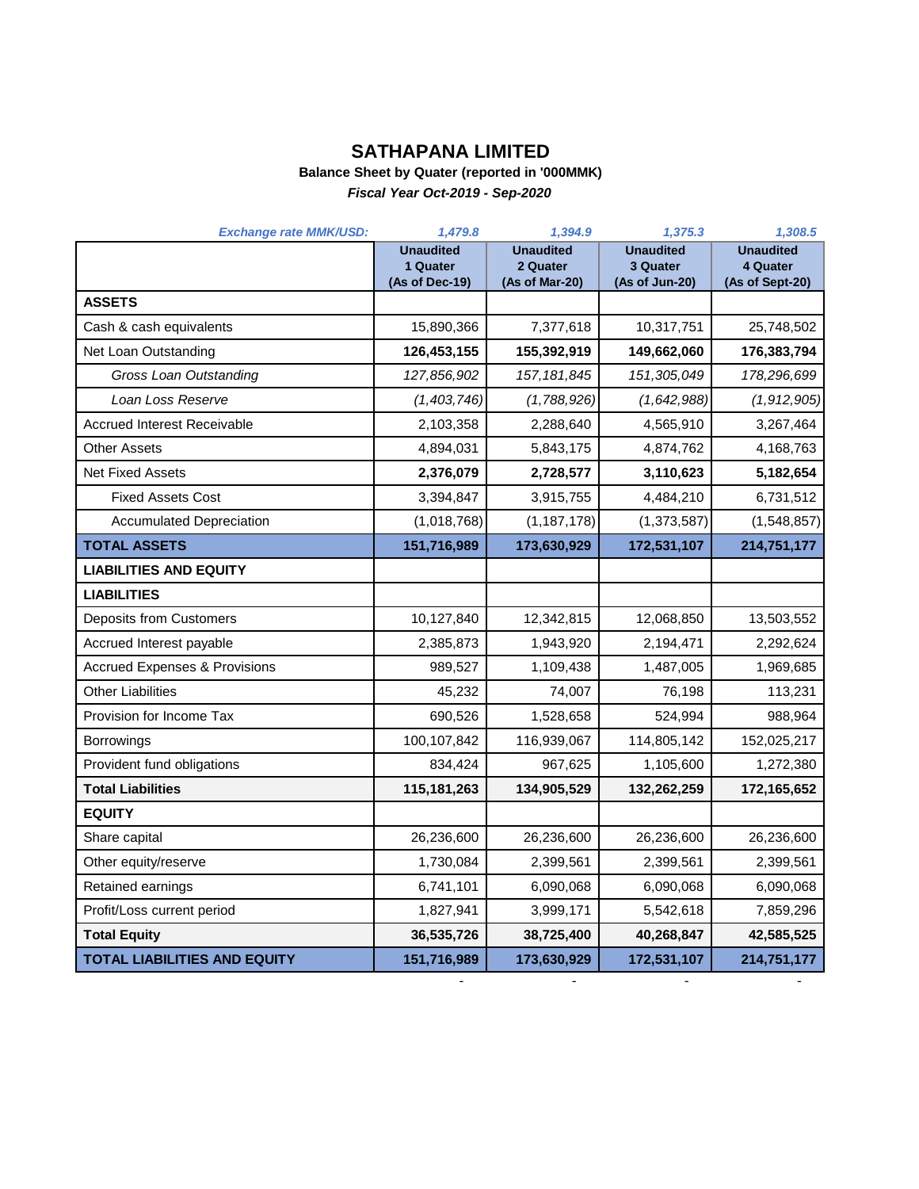# SATHAPANA LIMITED

**Balance Sheet by Quater (reported in '000MMK)**

***Fiscal Year Oct-2019 - Sep-2020***

| *Exchange rate MMK/USD:* | *1,479.8* | *1,394.9* | *1,375.3* | *1,308.5* |
|---|---|---|---|---|
| | **Unaudited 1 Quater (As of Dec-19)** | **Unaudited 2 Quater (As of Mar-20)** | **Unaudited 3 Quater (As of Jun-20)** | **Unaudited 4 Quater (As of Sept-20)** |
| **ASSETS** | | | | |
| Cash & cash equivalents | 15,890,366 | 7,377,618 | 10,317,751 | 25,748,502 |
| Net Loan Outstanding | **126,453,155** | **155,392,919** | **149,662,060** | **176,383,794** |
| *Gross Loan Outstanding* | *127,856,902* | *157,181,845* | *151,305,049* | *178,296,699* |
| *Loan Loss Reserve* | *(1,403,746)* | *(1,788,926)* | *(1,642,988)* | *(1,912,905)* |
| Accrued Interest Receivable | 2,103,358 | 2,288,640 | 4,565,910 | 3,267,464 |
| Other Assets | 4,894,031 | 5,843,175 | 4,874,762 | 4,168,763 |
| Net Fixed Assets | **2,376,079** | **2,728,577** | **3,110,623** | **5,182,654** |
| Fixed Assets Cost | 3,394,847 | 3,915,755 | 4,484,210 | 6,731,512 |
| Accumulated Depreciation | (1,018,768) | (1,187,178) | (1,373,587) | (1,548,857) |
| **TOTAL ASSETS** | **151,716,989** | **173,630,929** | **172,531,107** | **214,751,177** |
| **LIABILITIES AND EQUITY** | | | | |
| **LIABILITIES** | | | | |
| Deposits from Customers | 10,127,840 | 12,342,815 | 12,068,850 | 13,503,552 |
| Accrued Interest payable | 2,385,873 | 1,943,920 | 2,194,471 | 2,292,624 |
| Accrued Expenses & Provisions | 989,527 | 1,109,438 | 1,487,005 | 1,969,685 |
| Other Liabilities | 45,232 | 74,007 | 76,198 | 113,231 |
| Provision for Income Tax | 690,526 | 1,528,658 | 524,994 | 988,964 |
| Borrowings | 100,107,842 | 116,939,067 | 114,805,142 | 152,025,217 |
| Provident fund obligations | 834,424 | 967,625 | 1,105,600 | 1,272,380 |
| **Total Liabilities** | **115,181,263** | **134,905,529** | **132,262,259** | **172,165,652** |
| **EQUITY** | | | | |
| Share capital | 26,236,600 | 26,236,600 | 26,236,600 | 26,236,600 |
| Other equity/reserve | 1,730,084 | 2,399,561 | 2,399,561 | 2,399,561 |
| Retained earnings | 6,741,101 | 6,090,068 | 6,090,068 | 6,090,068 |
| Profit/Loss current period | 1,827,941 | 3,999,171 | 5,542,618 | 7,859,296 |
| **Total Equity** | **36,535,726** | **38,725,400** | **40,268,847** | **42,585,525** |
| **TOTAL LIABILITIES AND EQUITY** | **151,716,989** | **173,630,929** | **172,531,107** | **214,751,177** |
| | - | - | - | - |